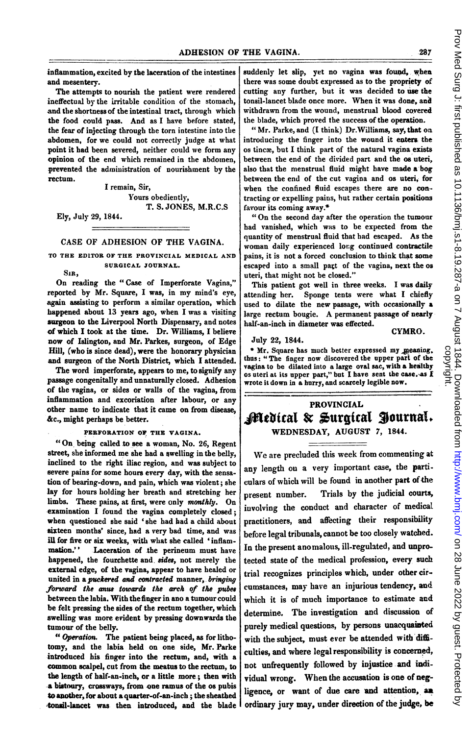inflammation, excited by the laceration of the intestines and mesentery.

The attempts to nourish the patient were rendered ineffectual by the irritable condition of the stomach, and the shortness of the intestinal tract, through which the food could pass. And as I have before stated, the fear of injecting through the torn intestine into the abdomen, for we could not correctly judge at what point it had been severed, neither could we form any opinion of the end which remained in the abdomen, prevented the administration of nourishment by the rectum.

I remain, Sir,

Yours obediently,

T. S. JONES, M.R.C.S

Ely, July 29, 1844.

## CASE OF ADHESION OF THE VAGINA.

TO THE EDITOR OF THE PROVINCIAL MEDICAL AND SURGICAL JOURNAL.

SIR,

On reading the "Case of Imperforate Vagina," reported by Mr. Square, I was, in my mind's eye, again assisting to perform a similar operation, which happened about 13 years ago, when I was a visiting surgeon to the Liverpool North Dispensary, and notes of which I took at the time. Dr. Williams, I believe now of Islington, and Mr. Parkes, surgeon, of Edge Hill, (who is since dead), were the honorary physician and surgeon of the North District, which I attended.

The word imperforate, appears to me, to signify any passage congenitally and unnaturally closed. Adhesion of the vagina, or sides or walls of the vagina, from inflammation and excoriation after labour, or any other name to indicate that it came on from disease, &c., might perhaps be better.

### PERFORATION OF THE VAGINA.

"On being called to see a woman, No. 26, Regent street, she informed me she had a swelling in the belly, inclined to the right iliac region, and was subject to severe pains for some hours every day, with the sensation of bearing-down, and pain, which was violent; she lay for hours holding her breath and stretching her limbs. These pains, at first, were only *monthly*. On examination I found the vagina completely closed; when questioned she said 'she had had a child about sixteen months' since, had a very bad time, and was ill for five or six weeks, with what she called 'inflammation.'' Laceration of the perineum must have happened, the fourchette and *sides*, not merely the external edge, of the vagina, appear to have healed or united in a *puckered and contracted* manner, *bringing forward the anus towards the arch of the pubes* between the labia. With the finger in ano a tumour could be felt pressing the sides of the rectum together, which swelling was more evident by pressing downwards the tumour of the belly.

"*Operation.* The patient being placed, as for lithotomy, and the labia held on one side, Mr. Parke introduced his finger into the rectum, and, with a common scalpel, cut from the meatus to the rectum, to the length of half-an-inch, or a little more; then with a bistoury, crossways, from one ramus of the os pubis to another, for about a quarter-of-an-inch; the sheathed tonsil-lancet was then introduced, and the blade suddenly let slip, yet no vagina was found, when there was some doubt expressed as to the propriety of cutting any further, but it was decided to use the tonsil-lancet blade once more. When it was done, and withdrawn from the wound, menstrual blood covered the blade, which proved the success of the operation.

"Mr. Parke, and (I think) Dr. Williams, say, that on introducing the finger into the wound it enters the os tincæ, but I think part of the natural vagina exists between the end of the divided part and the os uteri, also that the menstrual fluid might have made a bog between the end of the cut vagina and os uteri, for when the confined fluid escapes there are no contracting or expelling pains, but rather certain positions favour its coming away.*

"On the second day after the operation the tumour had vanished, which was to be expected from the quantity of menstrual fluid that had escaped. As the woman daily experienced long continued contractile pains, it is not a forced conclusion to think that some escaped into a small part of the vagina, next the os uteri, that might not be closed."

This patient got well in three weeks. I was daily attending her. Sponge tents were what I chiefly used to dilate the new passage, with occasionally a large rectum bougie. A permanent passage of nearly half-an-inch in diameter was effected.

CYMRO.

July 22, 1844.

\* Mr. Square has much better expressed my meaning, thus: "The finger now discovered the upper part of the vagina to be dilated into a large oval sac, with a healthy os uteri at its upper part," but I have sent the case as I wrote it down in a hurry, and scarcely legible now.

# PROVINCIAL Medical & Surgical Journal.

WEDNESDAY, AUGUST 7, 1844.

We are precluded this week from commenting at any length on a very important case, the particulars of which will be found in another part of the present number. Trials by the judicial courts, involving the conduct and character of medical practitioners, and affecting their responsibility before legal tribunals, cannot be too closely watched. In the present anomalous, ill-regulated, and unprotected state of the medical profession, every such trial recognizes principles which, under other circumstances, may have an injurious tendency, and which it is of much importance to estimate and determine. The investigation and discussion of purely medical questions, by persons unacquainted with the subject, must ever be attended with difficulties, and where legal responsibility is concerned, not unfrequently followed by injustice and individual wrong. When the accusation is one of negligence, or want of due care and attention, an ordinary jury may, under direction of the judge, be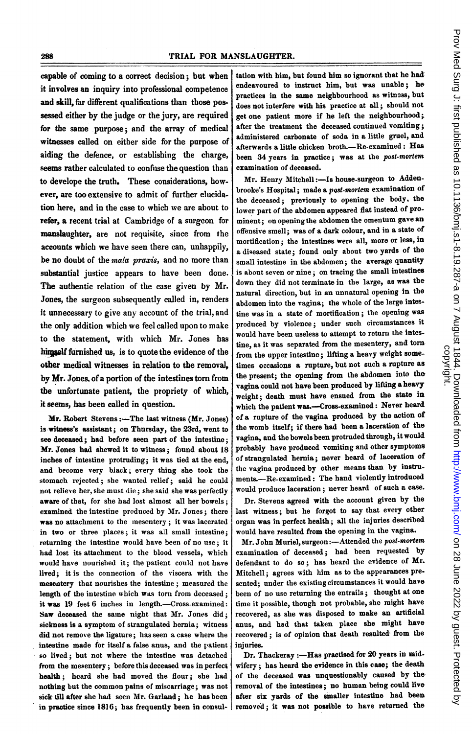capable of coming to a correct decision; but when it involves an inquiry into professional competence and skill, far different qualifications than those possessed either by the judge or the jury, are required for the same purpose; and the array of medical witnesses called on either side for the purpose of aiding the defence, or establishing the charge, seems rather calculated to confuse the question than to develope the truth. These considerations, however, are too extensive to admit of further elucidation here, and in the case to which we are about to refer, a recent trial at Cambridge of a surgeon for manslaughter, are not requisite, since from the accounts which we have seen there can, unhappily, be no doubt of the *mala praxis*, and no more than substantial justice appears to have been done. The authentic relation of the case given by Mr. Jones, the surgeon subsequently called in, renders it unnecessary to give any account of the trial, and the only addition which we feel called upon to make to the statement, with which Mr. Jones has himself furnished us, is to quote the evidence of the other medical witnesses in relation to the removal, by Mr. Jones, of a portion of the intestines torn from the unfortunate patient, the propriety of which, it seems, has been called in question.

Mr. Robert Stevens:—The last witness (Mr. Jones) is witness's assistant; on Thursday, the 23rd, went to see deceased; had before seen part of the intestine; Mr. Jones had shewed it to witness; found about 18 inches of intestine protruding; it was tied at the end, and become very black; every thing she took the stomach rejected; she wanted relief; said he could not relieve her, she must die; she said she was perfectly aware of that, for she had lost almost all her bowels; examined the intestine produced by Mr. Jones; there was no attachment to the mesentery; it was lacerated in two or three places; it was all small intestine; returning the intestine would have been of no use; it had lost its attachment to the blood vessels, which would have nourished it; the patient could not have lived; it is the connection of the viscera with the mesentery that nourishes the intestine; measured the length of the intestine which was torn from deceased; it was 19 feet 6 inches in length.—Cross-examined: Saw deceased the same night that Mr. Jones did; sickness is a symptom of strangulated hernia; witness did not remove the ligature; has seen a case where the intestine made for itself a false anus, and the patient so lived; but not where the intestine was detached from the mesentery; before this deceased was in perfect health; heard she had moved the flour; she had nothing but the common pains of miscarriage; was not sick till after she had seen Mr. Garland; he has been in practice since 1816; has frequently been in consultation with him, but found him so ignorant that he had endeavoured to instruct him, but was unable; he practices in the same neighbourhood as witness, but does not interfere with his practice at all; should not get one patient more if he left the neighbourhood; after the treatment the deceased continued vomiting; administered carbonate of soda in a little gruel, and afterwards a little chicken broth.—Re-examined: Has been 34 years in practice; was at the *post-mortem* examination of deceased.

Mr. Henry Mitchell:—Is house-surgeon to Addenbrooke's Hospital; made a *post-mortem* examination of the deceased; previously to opening the body, the lower part of the abdomen appeared flat instead of prominent; on opening the abdomen the omentum gave an offensive smell; was of a dark colour, and in a state of mortification; the intestines were all, more or less, in a diseased state; found only about two yards of the small intestine in the abdomen; the average quantity is about seven or nine; on tracing the small intestines down they did not terminate in the large, as was the natural direction, but in an unnatural opening in the abdomen into the vagina; the whole of the large intestine was in a state of mortification; the opening was produced by violence; under such circumstances it would have been useless to attempt to return the intestine, as it was separated from the mesentery, and torn from the upper intestine; lifting a heavy weight sometimes occasions a rupture, but not such a rupture as the present; the opening from the abdomen into the vagina could not have been produced by lifting a heavy weight; death must have ensued from the state in which the patient was.—Cross-examined: Never heard of a rupture of the vagina produced by the action of the womb itself; if there had been a laceration of the vagina, and the bowels been protruded through, it would probably have produced vomiting and other symptoms of strangulated hernia; never heard of laceration of the vagina produced by other means than by instruments.—Re-examined: The hand violently introduced would produce laceration; never heard of such a case.

Dr. Stevens agreed with the account given by the last witness; but he forgot to say that every other organ was in perfect health; all the injuries described would have resulted from the opening in the vagina.

Mr. John Muriel, surgeon:—Attended the *post-mortem* examination of deceased; had been requested by defendant to do so; has heard the evidence of Mr. Mitchell; agrees with him as to the appearances presented; under the existing circumstances it would have been of no use returning the entrails; thought at one time it possible, though not probable, she might have recovered, as she was disposed to make an artificial anus, and had that taken place she might have recovered; is of opinion that death resulted from the injuries.

Dr. Thackeray:—Has practised for 20 years in midwifery; has heard the evidence in this case; the death of the deceased was unquestionably caused by the removal of the intestines; no human being could live after six yards of the smaller intestine had been removed; it was not possible to have returned the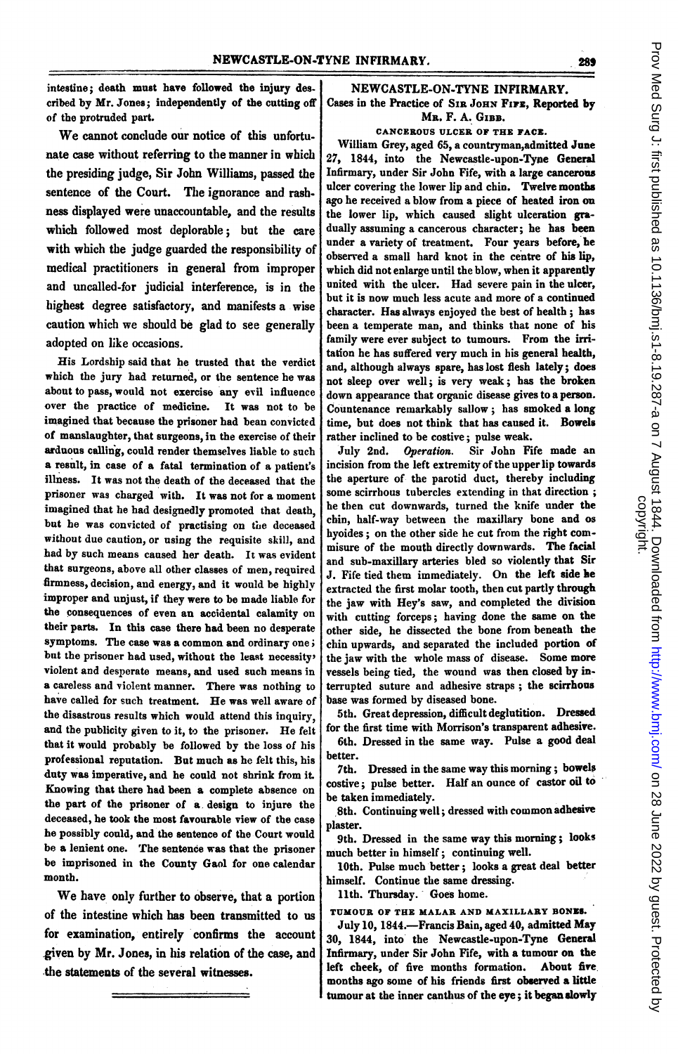intestine; death must have followed the injury described by Mr. Jones; independently of the cutting off of the protruded part.

We cannot conclude our notice of this unfortunate case without referring to the manner in which the presiding judge, Sir John Williams, passed the sentence of the Court. The ignorance and rashness displayed were unaccountable, and the results which followed most deplorable; but the care with which the judge guarded the responsibility of medical practitioners in general from improper and uncalled-for judicial interference, is in the highest degree satisfactory, and manifests a wise caution which we should be glad to see generally adopted on like occasions.

His Lordship said that he trusted that the verdict which the jury had returned, or the sentence he was about to pass, would not exercise any evil influence over the practice of medicine. It was not to be imagined that because the prisoner had bean convicted of manslaughter, that surgeons, in the exercise of their arduous calling, could render themselves liable to such a result, in case of a fatal termination of a patient's illness. It was not the death of the deceased that the prisoner was charged with. It was not for a moment imagined that he had designedly promoted that death, but he was convicted of practising on the deceased without due caution, or using the requisite skill, and had by such means caused her death. It was evident that surgeons, above all other classes of men, required firmness, decision, and energy, and it would be highly improper and unjust, if they were to be made liable for the consequences of even an accidental calamity on their parts. In this case there had been no desperate symptoms. The case was a common and ordinary one; but the prisoner had used, without the least necessity, violent and desperate means, and used such means in a careless and violent manner. There was nothing to have called for such treatment. He was well aware of the disastrous results which would attend this inquiry, and the publicity given to it, to the prisoner. He felt that it would probably be followed by the loss of his professional reputation. But much as he felt this, his duty was imperative, and he could not shrink from it. Knowing that there had been a complete absence on the part of the prisoner of a design to injure the deceased, he took the most favourable view of the case he possibly could, and the sentence of the Court would be a lenient one. The sentence was that the prisoner be imprisoned in the County Gaol for one calendar month.

We have only further to observe, that a portion of the intestine which has been transmitted to us for examination, entirely confirms the account given by Mr. Jones, in his relation of the case, and the statements of the several witnesses.

---

## NEWCASTLE-ON-TYNE INFIRMARY.

Cases in the Practice of Sir John Fife, Reported by Mr. F. A. Gibb.

### CANCEROUS ULCER OF THE FACE.

William Grey, aged 65, a countryman, admitted June 27, 1844, into the Newcastle-upon-Tyne General Infirmary, under Sir John Fife, with a large cancerous ulcer covering the lower lip and chin. Twelve months ago he received a blow from a piece of heated iron on the lower lip, which caused slight ulceration gradually assuming a cancerous character; he has been under a variety of treatment. Four years before, he observed a small hard knot in the centre of his lip, which did not enlarge until the blow, when it apparently united with the ulcer. Had severe pain in the ulcer, but it is now much less acute and more of a continued character. Has always enjoyed the best of health; has been a temperate man, and thinks that none of his family were ever subject to tumours. From the irritation he has suffered very much in his general health, and, although always spare, has lost flesh lately; does not sleep over well; is very weak; has the broken down appearance that organic disease gives to a person. Countenance remarkably sallow; has smoked a long time, but does not think that has caused it. Bowels rather inclined to be costive; pulse weak.

July 2nd. *Operation.* Sir John Fife made an incision from the left extremity of the upper lip towards the aperture of the parotid duct, thereby including some scirrhous tubercles extending in that direction; he then cut downwards, turned the knife under the chin, half-way between the maxillary bone and os hyoides; on the other side he cut from the right commisure of the mouth directly downwards. The facial and sub-maxillary arteries bled so violently that Sir J. Fife tied them immediately. On the left side he extracted the first molar tooth, then cut partly through the jaw with Hey's saw, and completed the division with cutting forceps; having done the same on the other side, he dissected the bone from beneath the chin upwards, and separated the included portion of the jaw with the whole mass of disease. Some more vessels being tied, the wound was then closed by interrupted suture and adhesive straps; the scirrhous base was formed by diseased bone.

5th. Great depression, difficult deglutition. Dressed for the first time with Morrison's transparent adhesive.

6th. Dressed in the same way. Pulse a good deal better.

7th. Dressed in the same way this morning; bowels costive; pulse better. Half an ounce of castor oil to be taken immediately.

8th. Continuing well; dressed with common adhesive plaster.

9th. Dressed in the same way this morning; looks much better in himself; continuing well.

10th. Pulse much better; looks a great deal better himself. Continue the same dressing.

11th. Thursday. Goes home.

### TUMOUR OF THE MALAR AND MAXILLARY BONES.

July 10, 1844.—Francis Bain, aged 40, admitted May 30, 1844, into the Newcastle-upon-Tyne General Infirmary, under Sir John Fife, with a tumour on the left cheek, of five months formation. About five months ago some of his friends first observed a little tumour at the inner canthus of the eye; it began slowly